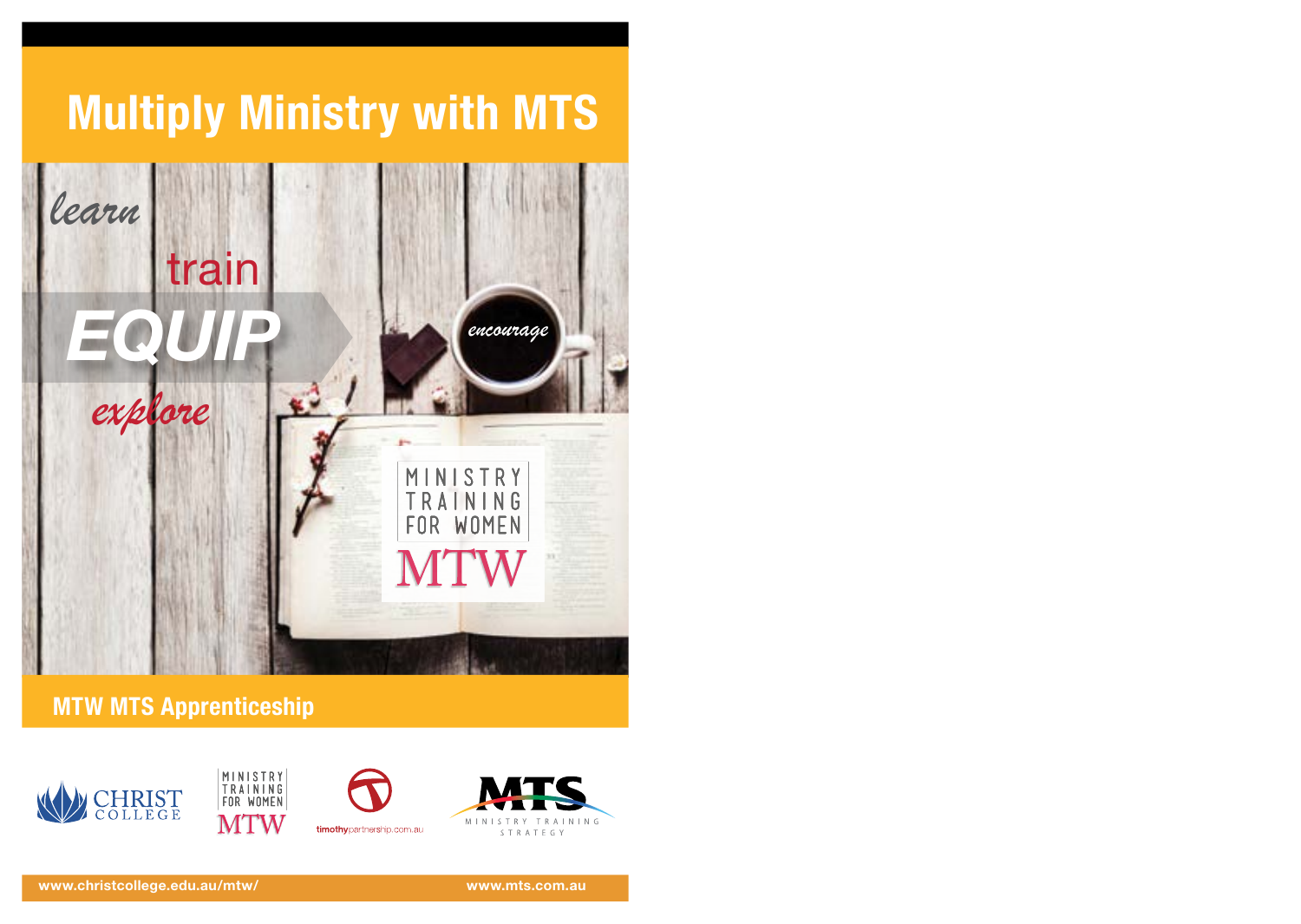# Multiply Ministry with MTS

learn

train

EQUIP

explore

encourage

MINISTRY TRAINING FOR WOMEN

MTW

## MTW MTS Apprenticeship

CHRIST COLLEGE

MINISTRY TRAINING FOR WOMEN MTW

timothypartnership.com.au

MTS MINISTRY TRAINING STRATEGY

www.christcollege.edu.au/mtw/

www.mts.com.au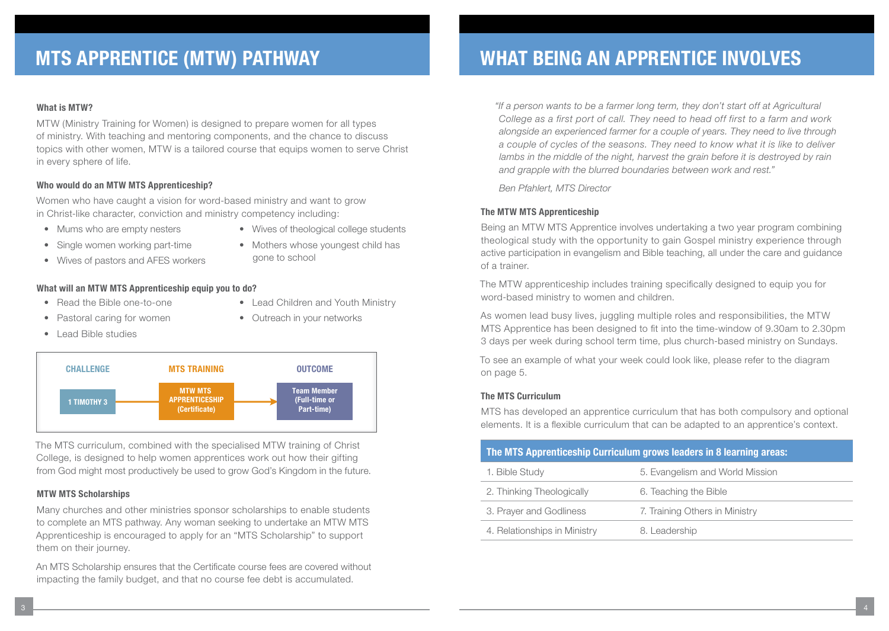# MTS APPRENTICE (MTW) PATHWAY

### What is MTW?

MTW (Ministry Training for Women) is designed to prepare women for all types of ministry. With teaching and mentoring components, and the chance to discuss topics with other women, MTW is a tailored course that equips women to serve Christ in every sphere of life.

### Who would do an MTW MTS Apprenticeship?

Women who have caught a vision for word-based ministry and want to grow in Christ-like character, conviction and ministry competency including:

- Mums who are empty nesters
- Single women working part-time
- Wives of pastors and AFES workers
- Wives of theological college students
- Mothers whose youngest child has gone to school

### What will an MTW MTS Apprenticeship equip you to do?

- Read the Bible one-to-one
- Pastoral caring for women
- Lead Bible studies
- Lead Children and Youth Ministry
- Outreach in your networks

| CHALLENGE | MTS TRAINING | OUTCOME |
| --- | --- | --- |
| 1 TIMOTHY 3 | → MTW MTS APPRENTICESHIP (Certificate) → | Team Member (Full-time or Part-time) |

The MTS curriculum, combined with the specialised MTW training of Christ College, is designed to help women apprentices work out how their gifting from God might most productively be used to grow God's Kingdom in the future.

### MTW MTS Scholarships

Many churches and other ministries sponsor scholarships to enable students to complete an MTS pathway. Any woman seeking to undertake an MTW MTS Apprenticeship is encouraged to apply for an "MTS Scholarship" to support them on their journey.

An MTS Scholarship ensures that the Certificate course fees are covered without impacting the family budget, and that no course fee debt is accumulated.

# WHAT BEING AN APPRENTICE INVOLVES

*"If a person wants to be a farmer long term, they don't start off at Agricultural College as a first port of call. They need to head off first to a farm and work alongside an experienced farmer for a couple of years. They need to live through a couple of cycles of the seasons. They need to know what it is like to deliver lambs in the middle of the night, harvest the grain before it is destroyed by rain and grapple with the blurred boundaries between work and rest."*

*Ben Pfahlert, MTS Director*

### The MTW MTS Apprenticeship

Being an MTW MTS Apprentice involves undertaking a two year program combining theological study with the opportunity to gain Gospel ministry experience through active participation in evangelism and Bible teaching, all under the care and guidance of a trainer.

The MTW apprenticeship includes training specifically designed to equip you for word-based ministry to women and children.

As women lead busy lives, juggling multiple roles and responsibilities, the MTW MTS Apprentice has been designed to fit into the time-window of 9.30am to 2.30pm 3 days per week during school term time, plus church-based ministry on Sundays.

To see an example of what your week could look like, please refer to the diagram on page 5.

### The MTS Curriculum

MTS has developed an apprentice curriculum that has both compulsory and optional elements. It is a flexible curriculum that can be adapted to an apprentice's context.

| The MTS Apprenticeship Curriculum grows leaders in 8 learning areas: | |
| --- | --- |
| 1. Bible Study | 5. Evangelism and World Mission |
| 2. Thinking Theologically | 6. Teaching the Bible |
| 3. Prayer and Godliness | 7. Training Others in Ministry |
| 4. Relationships in Ministry | 8. Leadership |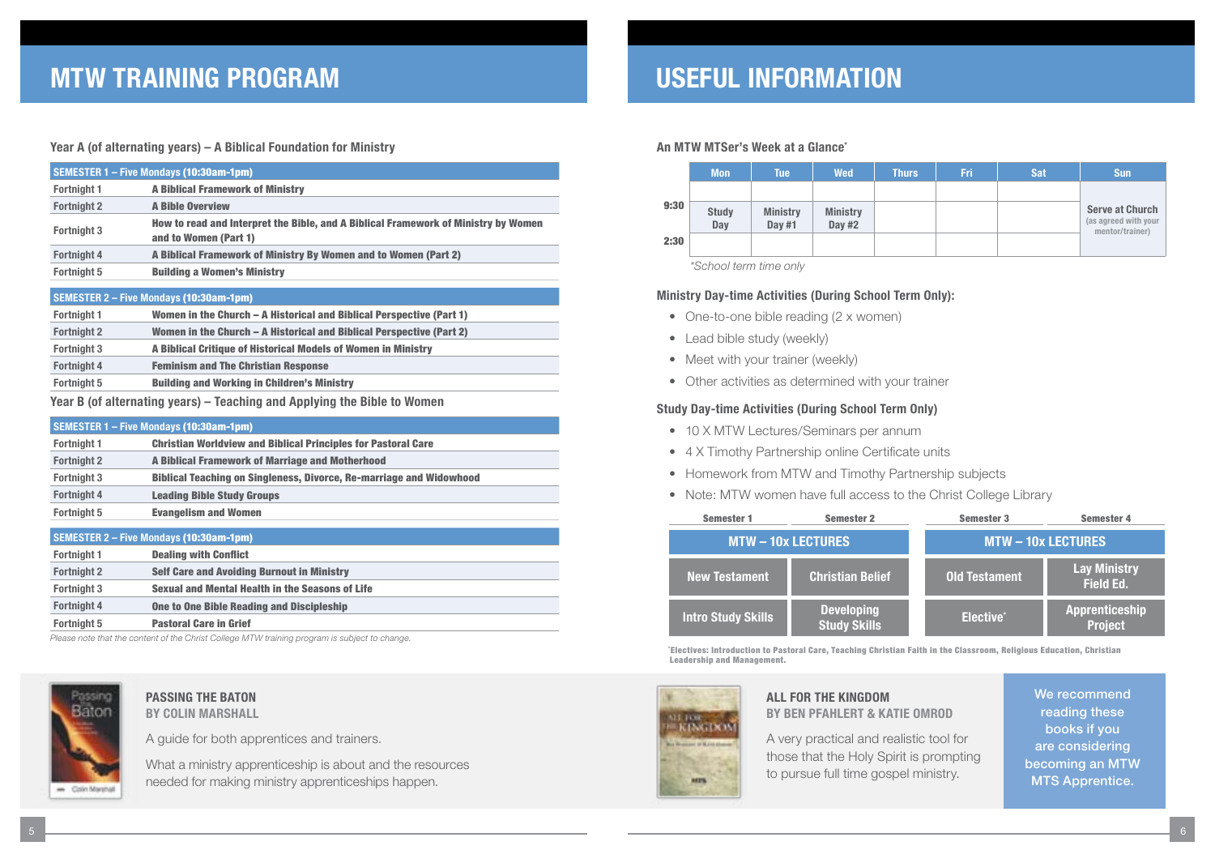# MTW TRAINING PROGRAM

### Year A (of alternating years) – A Biblical Foundation for Ministry

| SEMESTER 1 – Five Mondays (10:30am-1pm) | |
|---|---|
| Fortnight 1 | A Biblical Framework of Ministry |
| Fortnight 2 | A Bible Overview |
| Fortnight 3 | How to read and Interpret the Bible, and A Biblical Framework of Ministry by Women and to Women (Part 1) |
| Fortnight 4 | A Biblical Framework of Ministry By Women and to Women (Part 2) |
| Fortnight 5 | Building a Women's Ministry |

| SEMESTER 2 – Five Mondays (10:30am-1pm) | |
|---|---|
| Fortnight 1 | Women in the Church – A Historical and Biblical Perspective (Part 1) |
| Fortnight 2 | Women in the Church – A Historical and Biblical Perspective (Part 2) |
| Fortnight 3 | A Biblical Critique of Historical Models of Women in Ministry |
| Fortnight 4 | Feminism and The Christian Response |
| Fortnight 5 | Building and Working in Children's Ministry |

### Year B (of alternating years) – Teaching and Applying the Bible to Women

| SEMESTER 1 – Five Mondays (10:30am-1pm) | |
|---|---|
| Fortnight 1 | Christian Worldview and Biblical Principles for Pastoral Care |
| Fortnight 2 | A Biblical Framework of Marriage and Motherhood |
| Fortnight 3 | Biblical Teaching on Singleness, Divorce, Re-marriage and Widowhood |
| Fortnight 4 | Leading Bible Study Groups |
| Fortnight 5 | Evangelism and Women |

| SEMESTER 2 – Five Mondays (10:30am-1pm) | |
|---|---|
| Fortnight 1 | Dealing with Conflict |
| Fortnight 2 | Self Care and Avoiding Burnout in Ministry |
| Fortnight 3 | Sexual and Mental Health in the Seasons of Life |
| Fortnight 4 | One to One Bible Reading and Discipleship |
| Fortnight 5 | Pastoral Care in Grief |

*Please note that the content of the Christ College MTW training program is subject to change.*

**PASSING THE BATON**
**BY COLIN MARSHALL**

A guide for both apprentices and trainers.

What a ministry apprenticeship is about and the resources needed for making ministry apprenticeships happen.

# USEFUL INFORMATION

### An MTW MTSer's Week at a Glance*

| | Mon | Tue | Wed | Thurs | Fri | Sat | Sun |
|---|---|---|---|---|---|---|---|
| 9:30 – 2:30 | Study Day | Ministry Day #1 | Ministry Day #2 | | | | Serve at Church (as agreed with your mentor/trainer) |

*School term time only

### Ministry Day-time Activities (During School Term Only):

- One-to-one bible reading (2 x women)
- Lead bible study (weekly)
- Meet with your trainer (weekly)
- Other activities as determined with your trainer

### Study Day-time Activities (During School Term Only)

- 10 X MTW Lectures/Seminars per annum
- 4 X Timothy Partnership online Certificate units
- Homework from MTW and Timothy Partnership subjects
- Note: MTW women have full access to the Christ College Library

| Semester 1 | Semester 2 | Semester 3 | Semester 4 |
|---|---|---|---|
| MTW – 10x LECTURES | | MTW – 10x LECTURES | |
| New Testament | Christian Belief | Old Testament | Lay Ministry Field Ed. |
| Intro Study Skills | Developing Study Skills | Elective* | Apprenticeship Project |

*Electives: Introduction to Pastoral Care, Teaching Christian Faith in the Classroom, Religious Education, Christian Leadership and Management.

**ALL FOR THE KINGDOM**
**BY BEN PFAHLERT & KATIE OMROD**

A very practical and realistic tool for those that the Holy Spirit is prompting to pursue full time gospel ministry.

We recommend reading these books if you are considering becoming an MTW MTS Apprentice.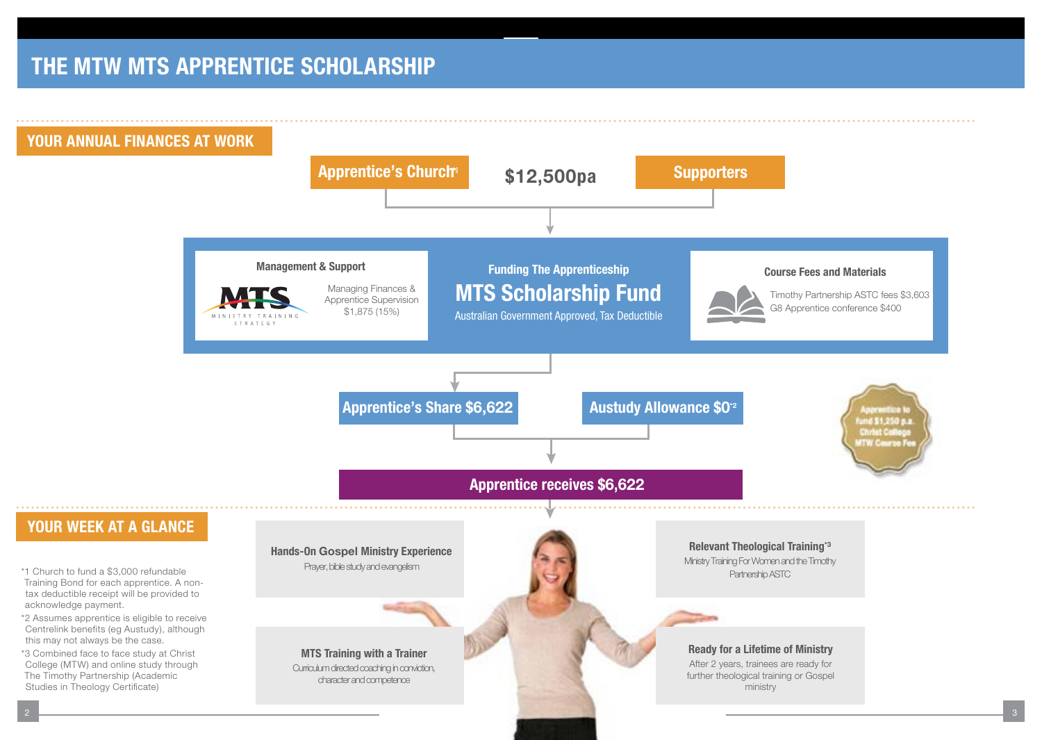# THE MTW MTS APPRENTICE SCHOLARSHIP

## YOUR ANNUAL FINANCES AT WORK

**Apprentice's Church**[1] **$12,500pa** **Supporters**

**Management & Support**

MTS MINISTRY TRAINING STRATEGY

Managing Finances & Apprentice Supervision $1,875 (15%)

**Funding The Apprenticeship**

**MTS Scholarship Fund**

Australian Government Approved, Tax Deductible

**Course Fees and Materials**

Timothy Partnership ASTC fees $3,603

G8 Apprentice conference $400

**Apprentice's Share $6,622**

**Austudy Allowance $0**[2]

Apprentice to fund $1,250 p.a. Christ College MTW Course Fee

**Apprentice receives $6,622**

## YOUR WEEK AT A GLANCE

*1 Church to fund a $3,000 refundable Training Bond for each apprentice. A non-tax deductible receipt will be provided to acknowledge payment.

*2 Assumes apprentice is eligible to receive Centrelink benefits (eg Austudy), although this may not always be the case.

*3 Combined face to face study at Christ College (MTW) and online study through The Timothy Partnership (Academic Studies in Theology Certificate)

**Hands-On Gospel Ministry Experience**

Prayer, bible study and evangelism

**MTS Training with a Trainer**

Curriculum directed coaching in conviction, character and competence

**Relevant Theological Training**[3]

Ministry Training For Women and the Timothy Partnership ASTC

**Ready for a Lifetime of Ministry**

After 2 years, trainees are ready for further theological training or Gospel ministry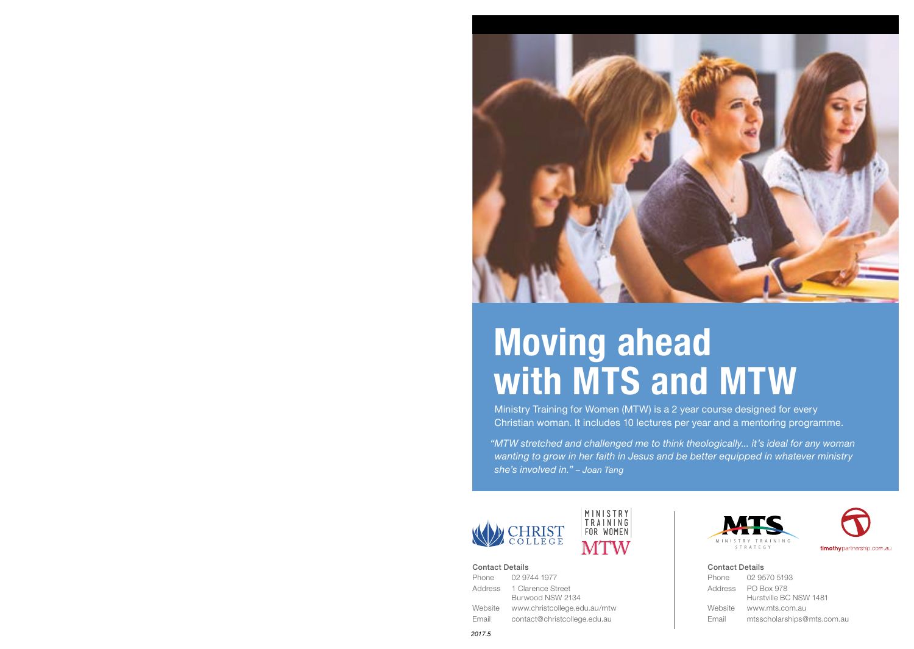# Moving ahead with MTS and MTW

Ministry Training for Women (MTW) is a 2 year course designed for every Christian woman. It includes 10 lectures per year and a mentoring programme.

*"MTW stretched and challenged me to think theologically... it's ideal for any woman wanting to grow in her faith in Jesus and be better equipped in whatever ministry she's involved in." – Joan Tang*

CHRIST COLLEGE

MINISTRY TRAINING FOR WOMEN

MTW

**Contact Details**

| | |
|---|---|
| Phone | 02 9744 1977 |
| Address | 1 Clarence Street<br>Burwood NSW 2134 |
| Website | www.christcollege.edu.au/mtw |
| Email | contact@christcollege.edu.au |

MTS

MINISTRY TRAINING STRATEGY

timothypartnership.com.au

**Contact Details**

| | |
|---|---|
| Phone | 02 9570 5193 |
| Address | PO Box 978<br>Hurstville BC NSW 1481 |
| Website | www.mts.com.au |
| Email | mtsscholarships@mts.com.au |

*2017.5*